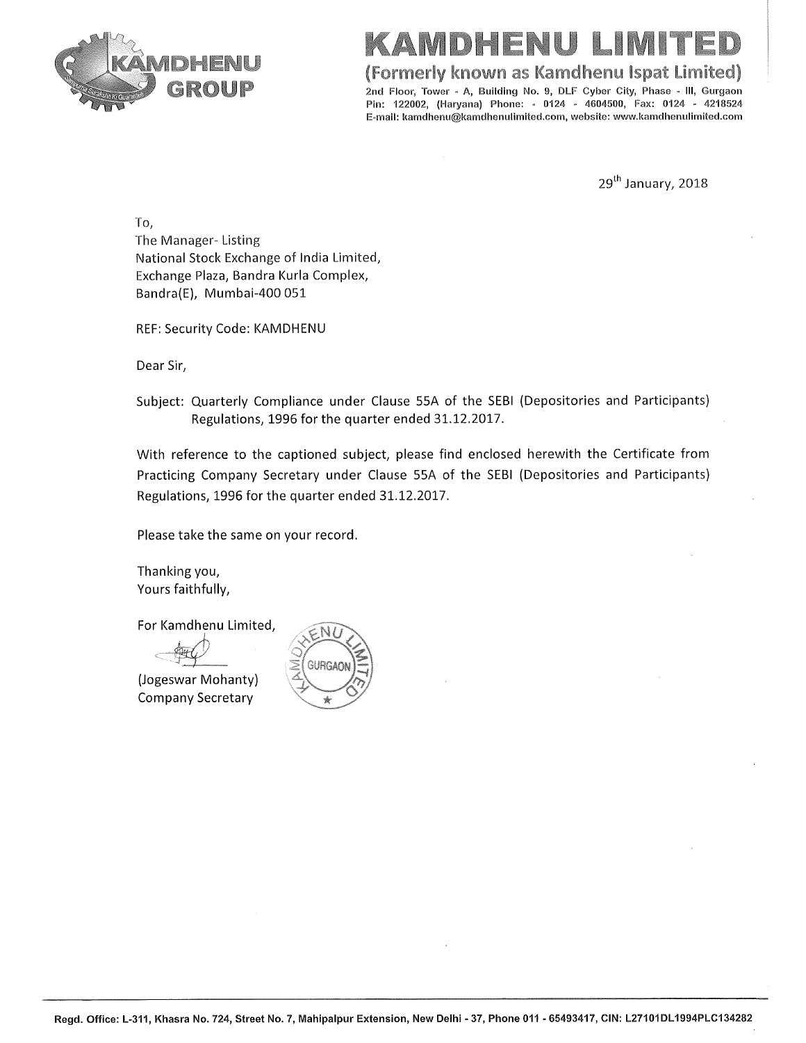# KAMDHENU LIMITED

**(Formerly known as Kamdhenu Ispat Limited)**

2nd Floor, Tower - A, Building No. 9, DLF Cyber City, Phase - III, Gurgaon
Pin: 122002, (Haryana) Phone: - 0124 - 4604500, Fax: 0124 - 4218524
E-mail: kamdhenu@kamdhenulimited.com, website: www.kamdhenulimited.com

29th January, 2018

To,
The Manager- Listing
National Stock Exchange of India Limited,
Exchange Plaza, Bandra Kurla Complex,
Bandra(E), Mumbai-400 051

REF: Security Code: KAMDHENU

Dear Sir,

Subject: Quarterly Compliance under Clause 55A of the SEBI (Depositories and Participants) Regulations, 1996 for the quarter ended 31.12.2017.

With reference to the captioned subject, please find enclosed herewith the Certificate from Practicing Company Secretary under Clause 55A of the SEBI (Depositories and Participants) Regulations, 1996 for the quarter ended 31.12.2017.

Please take the same on your record.

Thanking you,
Yours faithfully,

For Kamdhenu Limited,

(Jogeswar Mohanty)
Company Secretary

Regd. Office: L-311, Khasra No. 724, Street No. 7, Mahipalpur Extension, New Delhi - 37, Phone 011 - 65493417, CIN: L27101DL1994PLC134282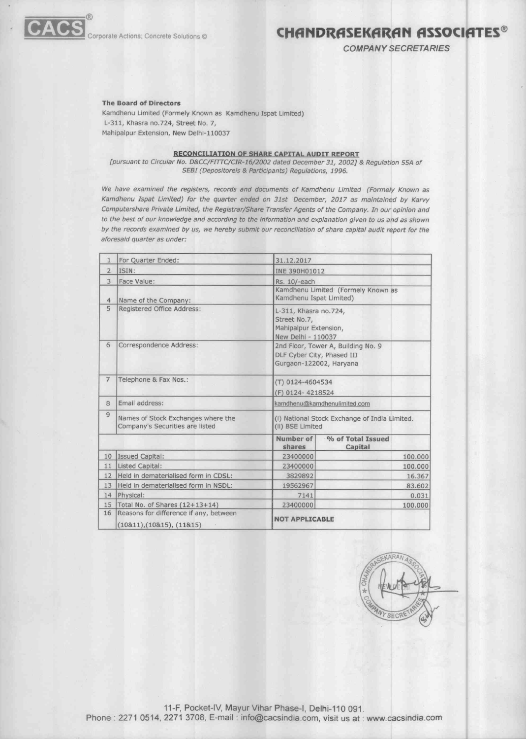**CACS®** Corporate Actions; Concrete Solutions ©

**CHANDRASEKARAN ASSOCIATES®**
*COMPANY SECRETARIES*

**The Board of Directors**
Kamdhenu Limited (Formely Known as Kamdhenu Ispat Limited)
L-311, Khasra no.724, Street No. 7,
Mahipalpur Extension, New Delhi-110037

## RECONCILIATION OF SHARE CAPITAL AUDIT REPORT

*[pursuant to Circular No. D&CC/FITTC/CIR-16/2002 dated December 31, 2002] & Regulation 55A of SEBI (Depositoreis & Participants) Regulations, 1996.*

*We have examined the registers, records and documents of Kamdhenu Limited (Formely Known as Kamdhenu Ispat Limited) for the quarter ended on 31st December, 2017 as maintained by Karvy Computershare Private Limited, the Registrar/Share Transfer Agents of the Company. In our opinion and to the best of our knowledge and according to the information and explanation given to us and as shown by the records examined by us, we hereby submit our reconciliation of share capital audit report for the aforesaid quarter as under:*

| | | | |
|---|---|---|---|
| 1 | For Quarter Ended: | 31.12.2017 | |
| 2 | ISIN: | INE 390H01012 | |
| 3 | Face Value: | Rs. 10/-each | |
| 4 | Name of the Company: | Kamdhenu Limited (Formely Known as Kamdhenu Ispat Limited) | |
| 5 | Registered Office Address: | L-311, Khasra no.724, Street No.7, Mahipalpur Extension, New Delhi - 110037 | |
| 6 | Correspondence Address: | 2nd Floor, Tower A, Building No. 9 DLF Cyber City, Phased III Gurgaon-122002, Haryana | |
| 7 | Telephone & Fax Nos.: | (T) 0124-4604534 (F) 0124- 4218524 | |
| 8 | Email address: | kamdhenu@kamdhenulimited.com | |
| 9 | Names of Stock Exchanges where the Company's Securities are listed | (i) National Stock Exchange of India Limited. (ii) BSE Limited | |
| | | **Number of shares** | **% of Total Issued Capital** |
| 10 | Issued Capital: | 23400000 | 100.000 |
| 11 | Listed Capital: | 23400000 | 100.000 |
| 12 | Held in dematerialised form in CDSL: | 3829892 | 16.367 |
| 13 | Held in dematerialised form in NSDL: | 19562967 | 83.602 |
| 14 | Physical: | 7141 | 0.031 |
| 15 | Total No. of Shares (12+13+14) | 23400000 | 100.000 |
| 16 | Reasons for difference if any, between (10&11),(10&15), (11&15) | **NOT APPLICABLE** | |

11-F, Pocket-IV, Mayur Vihar Phase-I, Delhi-110 091.
Phone : 2271 0514, 2271 3708, E-mail : info@cacsindia.com, visit us at : www.cacsindia.com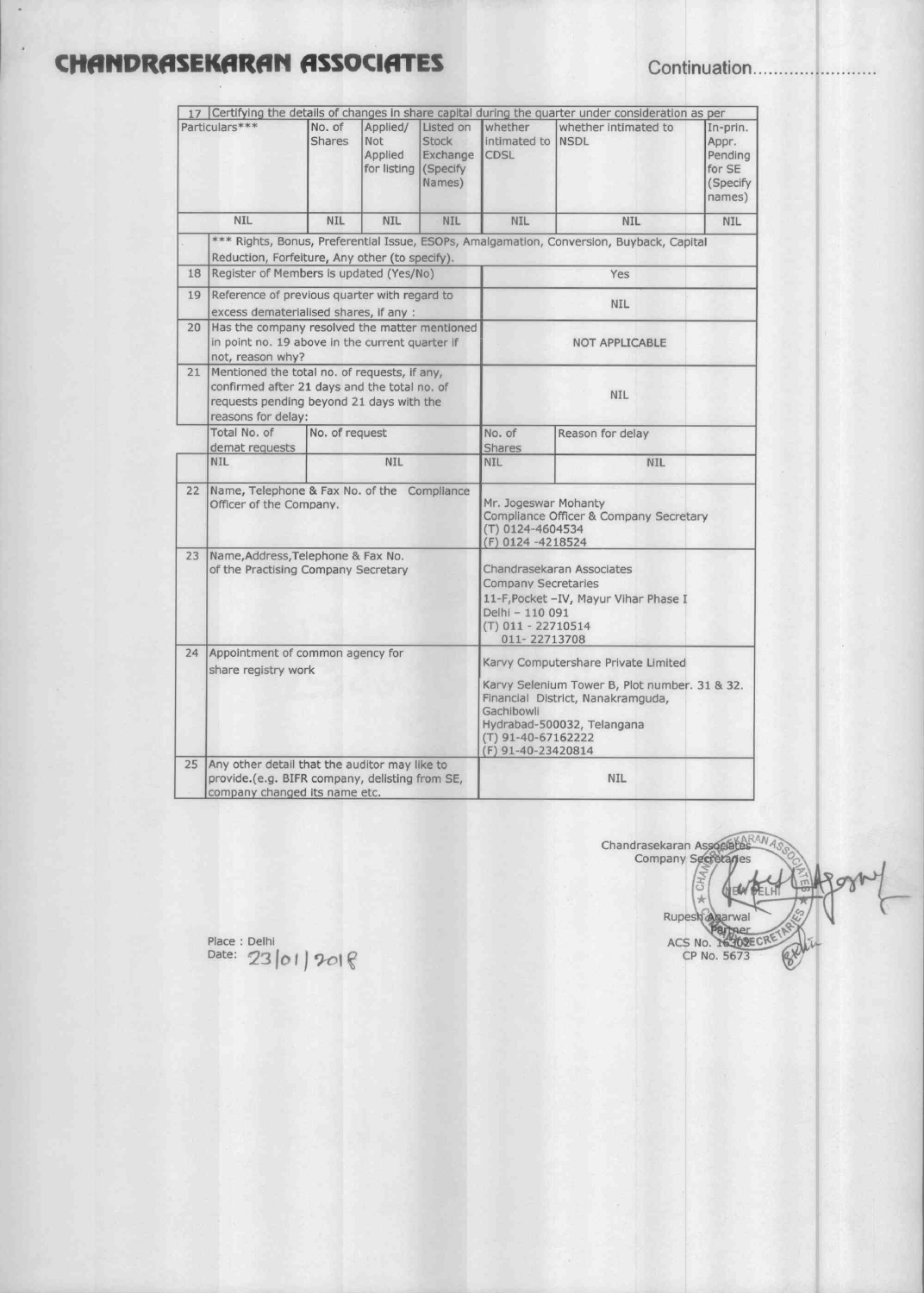# CHANDRASEKARAN ASSOCIATES

Continuation........................

| 17 | Certifying the details of changes in share capital during the quarter under consideration as per | | | | | |
|---|---|---|---|---|---|---|
| Particulars*** | No. of Shares | Applied/ Not Applied for listing | Listed on Stock Exchange (Specify Names) | whether intimated to CDSL | whether intimated to NSDL | In-prin. Appr. Pending for SE (Specify names) |
| NIL | NIL | NIL | NIL | NIL | NIL | NIL |

*** Rights, Bonus, Preferential Issue, ESOPs, Amalgamation, Conversion, Buyback, Capital Reduction, Forfeiture, Any other (to specify).

| | | |
|---|---|---|
| 18 | Register of Members is updated (Yes/No) | Yes |
| 19 | Reference of previous quarter with regard to excess dematerialised shares, if any : | NIL |
| 20 | Has the company resolved the matter mentioned in point no. 19 above in the current quarter if not, reason why? | NOT APPLICABLE |
| 21 | Mentioned the total no. of requests, if any, confirmed after 21 days and the total no. of requests pending beyond 21 days with the reasons for delay: | NIL |

| Total No. of demat requests | No. of request | No. of Shares | Reason for delay |
|---|---|---|---|
| NIL | NIL | NIL | NIL |

| | | |
|---|---|---|
| 22 | Name, Telephone & Fax No. of the Compliance Officer of the Company. | Mr. Jogeswar Mohanty<br>Compliance Officer & Company Secretary<br>(T) 0124-4604534<br>(F) 0124 -4218524 |
| 23 | Name,Address,Telephone & Fax No. of the Practising Company Secretary | Chandrasekaran Associates<br>Company Secretaries<br>11-F,Pocket –IV, Mayur Vihar Phase I<br>Delhi – 110 091<br>(T) 011 - 22710514<br>011- 22713708 |
| 24 | Appointment of common agency for share registry work | Karvy Computershare Private Limited<br>Karvy Selenium Tower B, Plot number. 31 & 32. Financial District, Nanakramguda, Gachibowli<br>Hydrabad-500032, Telangana<br>(T) 91-40-67162222<br>(F) 91-40-23420814 |
| 25 | Any other detail that the auditor may like to provide.(e.g. BIFR company, delisting from SE, company changed its name etc. | NIL |

Chandrasekaran Associates
Company Secretaries

Rupesh Agarwal
Partner
ACS No. 16302
CP No. 5673

Place : Delhi
Date: 23/01/2018